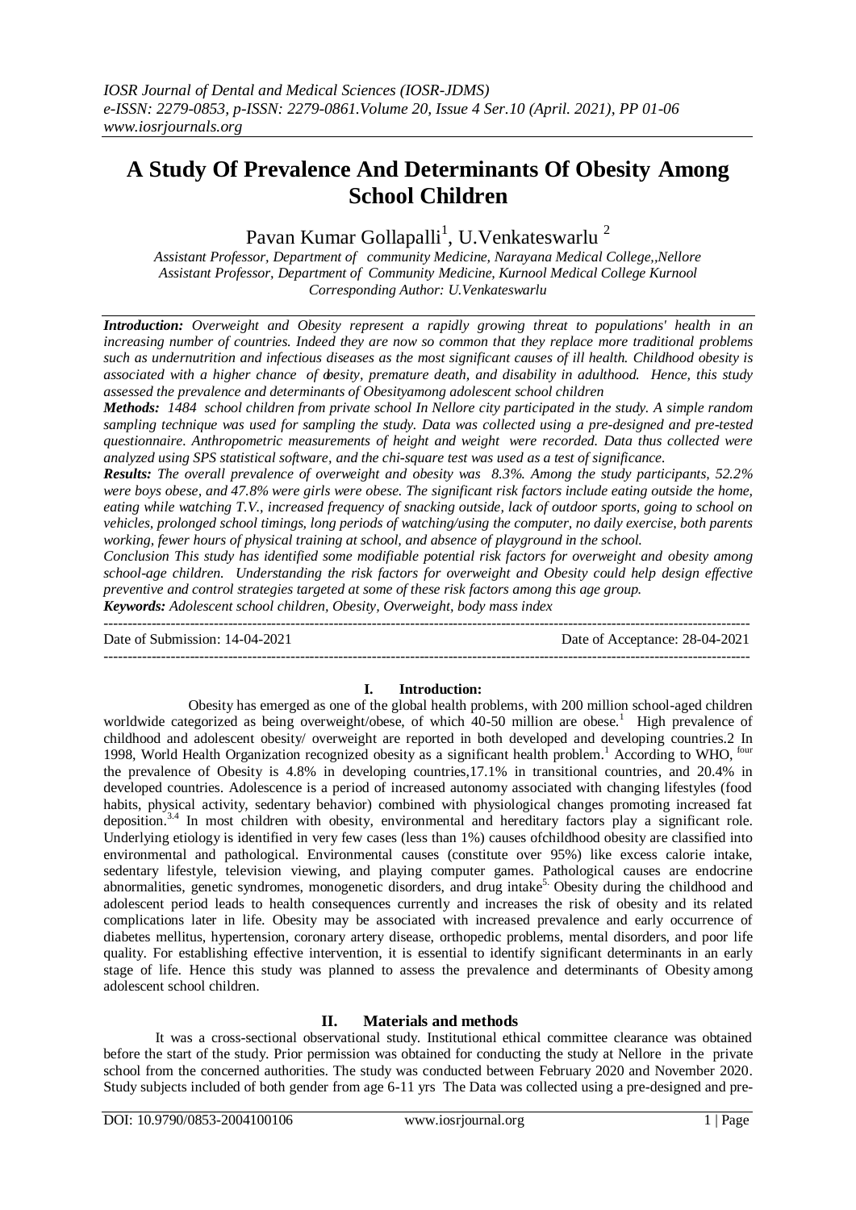# A Study Of Prevalence And Determinants Of Obesity Among School Children

Pavan Kumar Gollapalli[1], U.Venkateswarlu [2]

*Assistant Professor, Department of community Medicine, Narayana Medical College,,Nellore*
*Assistant Professor, Department of Community Medicine, Kurnool Medical College Kurnool*
*Corresponding Author: U.Venkateswarlu*

***Introduction:*** *Overweight and Obesity represent a rapidly growing threat to populations' health in an increasing number of countries. Indeed they are now so common that they replace more traditional problems such as undernutrition and infectious diseases as the most significant causes of ill health. Childhood obesity is associated with a higher chance of obesity, premature death, and disability in adulthood. Hence, this study assessed the prevalence and determinants of Obesityamong adolescent school children*

***Methods:*** *1484 school children from private school In Nellore city participated in the study. A simple random sampling technique was used for sampling the study. Data was collected using a pre-designed and pre-tested questionnaire. Anthropometric measurements of height and weight were recorded. Data thus collected were analyzed using SPS statistical software, and the chi-square test was used as a test of significance.*

***Results:*** *The overall prevalence of overweight and obesity was 8.3%. Among the study participants, 52.2% were boys obese, and 47.8% were girls were obese. The significant risk factors include eating outside the home, eating while watching T.V., increased frequency of snacking outside, lack of outdoor sports, going to school on vehicles, prolonged school timings, long periods of watching/using the computer, no daily exercise, both parents working, fewer hours of physical training at school, and absence of playground in the school.*

***Conclusion*** *This study has identified some modifiable potential risk factors for overweight and obesity among school-age children. Understanding the risk factors for overweight and Obesity could help design effective preventive and control strategies targeted at some of these risk factors among this age group.*

***Keywords:*** *Adolescent school children, Obesity, Overweight, body mass index*

---

Date of Submission: 14-04-2021 Date of Acceptance: 28-04-2021

---

## I. Introduction:

Obesity has emerged as one of the global health problems, with 200 million school-aged children worldwide categorized as being overweight/obese, of which 40-50 million are obese.[1] High prevalence of childhood and adolescent obesity/ overweight are reported in both developed and developing countries.2 In 1998, World Health Organization recognized obesity as a significant health problem.[1] According to WHO, [four] the prevalence of Obesity is 4.8% in developing countries,17.1% in transitional countries, and 20.4% in developed countries. Adolescence is a period of increased autonomy associated with changing lifestyles (food habits, physical activity, sedentary behavior) combined with physiological changes promoting increased fat deposition.[3,4] In most children with obesity, environmental and hereditary factors play a significant role. Underlying etiology is identified in very few cases (less than 1%) causes ofchildhood obesity are classified into environmental and pathological. Environmental causes (constitute over 95%) like excess calorie intake, sedentary lifestyle, television viewing, and playing computer games. Pathological causes are endocrine abnormalities, genetic syndromes, monogenetic disorders, and drug intake[5.] Obesity during the childhood and adolescent period leads to health consequences currently and increases the risk of obesity and its related complications later in life. Obesity may be associated with increased prevalence and early occurrence of diabetes mellitus, hypertension, coronary artery disease, orthopedic problems, mental disorders, and poor life quality. For establishing effective intervention, it is essential to identify significant determinants in an early stage of life. Hence this study was planned to assess the prevalence and determinants of Obesity among adolescent school children.

## II. Materials and methods

It was a cross-sectional observational study. Institutional ethical committee clearance was obtained before the start of the study. Prior permission was obtained for conducting the study at Nellore in the private school from the concerned authorities. The study was conducted between February 2020 and November 2020. Study subjects included of both gender from age 6-11 yrs The Data was collected using a pre-designed and pre-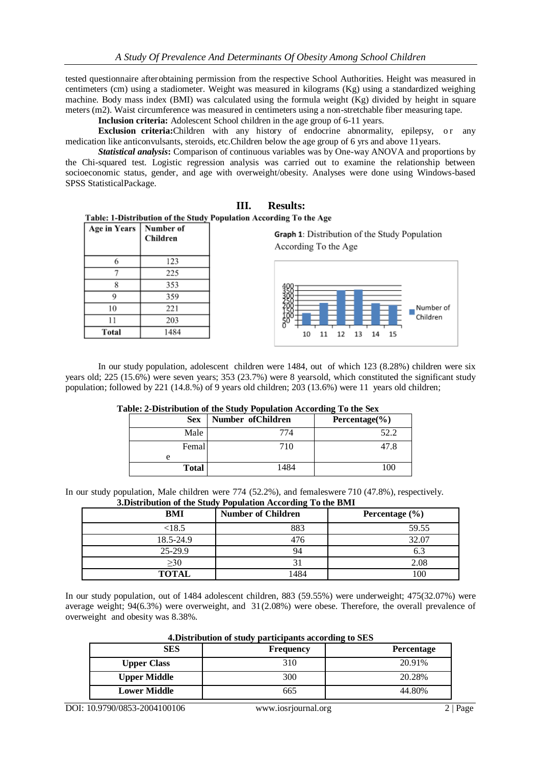tested questionnaire afterobtaining permission from the respective School Authorities. Height was measured in centimeters (cm) using a stadiometer. Weight was measured in kilograms (Kg) using a standardized weighing machine. Body mass index (BMI) was calculated using the formula weight (Kg) divided by height in square meters (m2). Waist circumference was measured in centimeters using a non-stretchable fiber measuring tape.

**Inclusion criteria:** Adolescent School children in the age group of 6-11 years.

**Exclusion criteria:**Children with any history of endocrine abnormality, epilepsy, or any medication like anticonvulsants, steroids, etc.Children below the age group of 6 yrs and above 11years.

***Statistical analysis*:** Comparison of continuous variables was by One-way ANOVA and proportions by the Chi-squared test. Logistic regression analysis was carried out to examine the relationship between socioeconomic status, gender, and age with overweight/obesity. Analyses were done using Windows-based SPSS StatisticalPackage.

## III. Results:

**Table: 1-Distribution of the Study Population According To the Age**

| Age in Years | Number of Children |
|---|---|
| 6 | 123 |
| 7 | 225 |
| 8 | 353 |
| 9 | 359 |
| 10 | 221 |
| 11 | 203 |
| **Total** | 1484 |

**Graph 1**: Distribution of the Study Population According To the Age

In our study population, adolescent children were 1484, out of which 123 (8.28%) children were six years old; 225 (15.6%) were seven years; 353 (23.7%) were 8 yearsold, which constituted the significant study population; followed by 221 (14.8.%) of 9 years old children; 203 (13.6%) were 11 years old children;

**Table: 2-Distribution of the Study Population According To the Sex**

| Sex | Number ofChildren | Percentage(%) |
|---|---|---|
| Male | 774 | 52.2 |
| Female | 710 | 47.8 |
| **Total** | 1484 | 100 |

In our study population, Male children were 774 (52.2%), and femaleswere 710 (47.8%), respectively.

**3.Distribution of the Study Population According To the BMI**

| BMI | Number of Children | Percentage (%) |
|---|---|---|
| <18.5 | 883 | 59.55 |
| 18.5-24.9 | 476 | 32.07 |
| 25-29.9 | 94 | 6.3 |
| ≥30 | 31 | 2.08 |
| **TOTAL** | 1484 | 100 |

In our study population, out of 1484 adolescent children, 883 (59.55%) were underweight; 475(32.07%) were average weight; 94(6.3%) were overweight, and 31(2.08%) were obese. Therefore, the overall prevalence of overweight and obesity was 8.38%.

**4.Distribution of study participants according to SES**

| SES | Frequency | Percentage |
|---|---|---|
| **Upper Class** | 310 | 20.91% |
| **Upper Middle** | 300 | 20.28% |
| **Lower Middle** | 665 | 44.80% |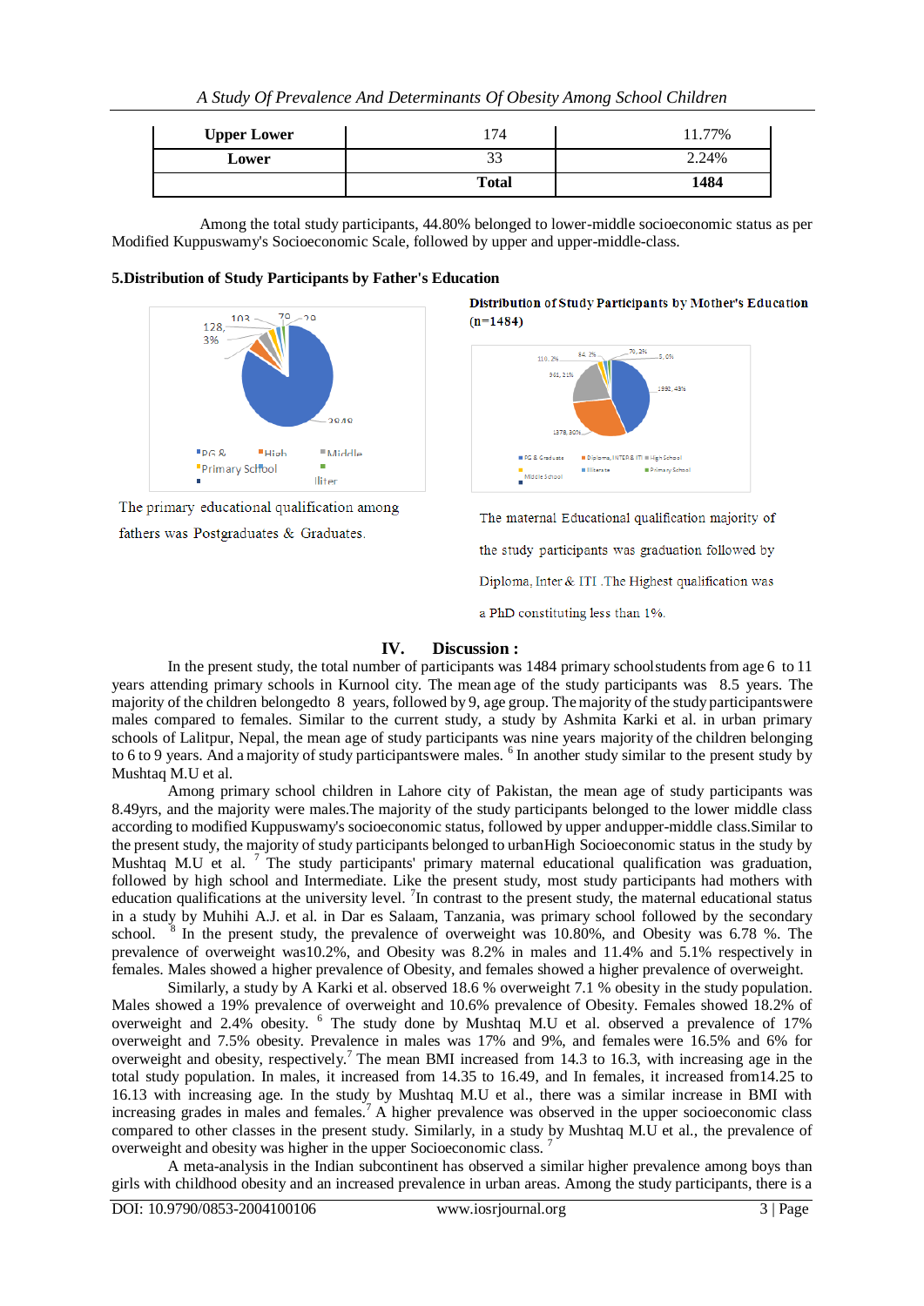| Upper Lower | 174 | 11.77% |
|---|---|---|
| Lower | 33 | 2.24% |
| | **Total** | **1484** |

Among the total study participants, 44.80% belonged to lower-middle socioeconomic status as per Modified Kuppuswamy's Socioeconomic Scale, followed by upper and upper-middle-class.

**5.Distribution of Study Participants by Father's Education**

The primary educational qualification among fathers was Postgraduates & Graduates.

**Distribution of Study Participants by Mother's Education (n=1484)**

The maternal Educational qualification majority of the study participants was graduation followed by Diploma, Inter & ITI .The Highest qualification was a PhD constituting less than 1%.

## IV. Discussion :

In the present study, the total number of participants was 1484 primary school students from age 6 to 11 years attending primary schools in Kurnool city. The mean age of the study participants was 8.5 years. The majority of the children belongedto 8 years, followed by 9, age group. The majority of the study participantswere males compared to females. Similar to the current study, a study by Ashmita Karki et al. in urban primary schools of Lalitpur, Nepal, the mean age of study participants was nine years majority of the children belonging to 6 to 9 years. And a majority of study participantswere males. [6] In another study similar to the present study by Mushtaq M.U et al.

Among primary school children in Lahore city of Pakistan, the mean age of study participants was 8.49yrs, and the majority were males.The majority of the study participants belonged to the lower middle class according to modified Kuppuswamy's socioeconomic status, followed by upper andupper-middle class.Similar to the present study, the majority of study participants belonged to urbanHigh Socioeconomic status in the study by Mushtaq M.U et al. [7] The study participants' primary maternal educational qualification was graduation, followed by high school and Intermediate. Like the present study, most study participants had mothers with education qualifications at the university level. [7]In contrast to the present study, the maternal educational status in a study by Muhihi A.J. et al. in Dar es Salaam, Tanzania, was primary school followed by the secondary school. [8] In the present study, the prevalence of overweight was 10.80%, and Obesity was 6.78 %. The prevalence of overweight was10.2%, and Obesity was 8.2% in males and 11.4% and 5.1% respectively in females. Males showed a higher prevalence of Obesity, and females showed a higher prevalence of overweight.

Similarly, a study by A Karki et al. observed 18.6 % overweight 7.1 % obesity in the study population. Males showed a 19% prevalence of overweight and 10.6% prevalence of Obesity. Females showed 18.2% of overweight and 2.4% obesity. [6] The study done by Mushtaq M.U et al. observed a prevalence of 17% overweight and 7.5% obesity. Prevalence in males was 17% and 9%, and females were 16.5% and 6% for overweight and obesity, respectively.[7] The mean BMI increased from 14.3 to 16.3, with increasing age in the total study population. In males, it increased from 14.35 to 16.49, and In females, it increased from14.25 to 16.13 with increasing age. In the study by Mushtaq M.U et al., there was a similar increase in BMI with increasing grades in males and females.[7] A higher prevalence was observed in the upper socioeconomic class compared to other classes in the present study. Similarly, in a study by Mushtaq M.U et al., the prevalence of overweight and obesity was higher in the upper Socioeconomic class. [7]

A meta-analysis in the Indian subcontinent has observed a similar higher prevalence among boys than girls with childhood obesity and an increased prevalence in urban areas. Among the study participants, there is a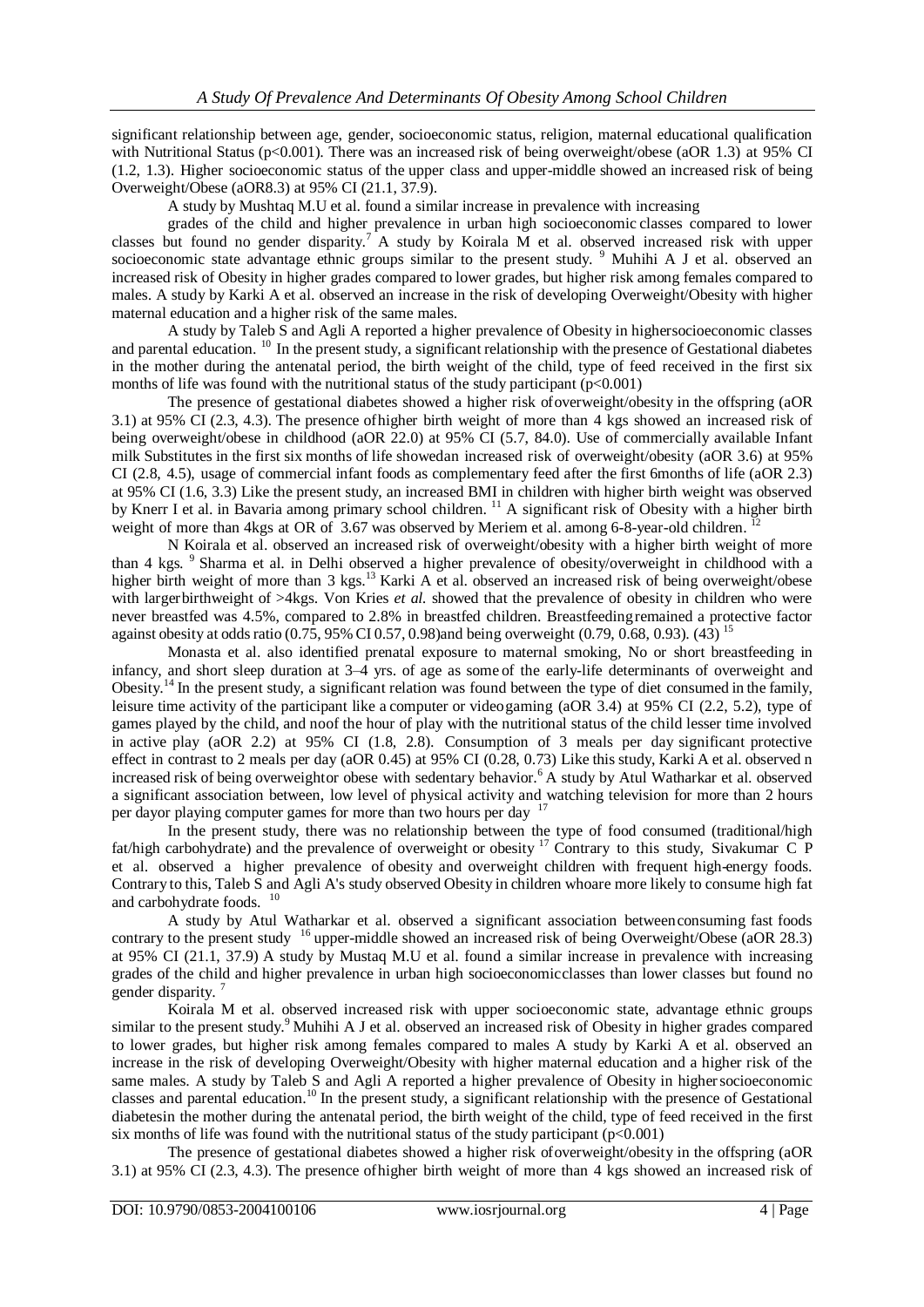significant relationship between age, gender, socioeconomic status, religion, maternal educational qualification with Nutritional Status ($p<0.001$). There was an increased risk of being overweight/obese (aOR 1.3) at 95% CI (1.2, 1.3). Higher socioeconomic status of the upper class and upper-middle showed an increased risk of being Overweight/Obese (aOR8.3) at 95% CI (21.1, 37.9).

A study by Mushtaq M.U et al. found a similar increase in prevalence with increasing

grades of the child and higher prevalence in urban high socioeconomic classes compared to lower classes but found no gender disparity.[7] A study by Koirala M et al. observed increased risk with upper socioeconomic state advantage ethnic groups similar to the present study. [9] Muhihi A J et al. observed an increased risk of Obesity in higher grades compared to lower grades, but higher risk among females compared to males. A study by Karki A et al. observed an increase in the risk of developing Overweight/Obesity with higher maternal education and a higher risk of the same males.

A study by Taleb S and Agli A reported a higher prevalence of Obesity in highersocioeconomic classes and parental education. [10] In the present study, a significant relationship with the presence of Gestational diabetes in the mother during the antenatal period, the birth weight of the child, type of feed received in the first six months of life was found with the nutritional status of the study participant ($p<0.001$)

The presence of gestational diabetes showed a higher risk ofoverweight/obesity in the offspring (aOR 3.1) at 95% CI (2.3, 4.3). The presence ofhigher birth weight of more than 4 kgs showed an increased risk of being overweight/obese in childhood (aOR 22.0) at 95% CI (5.7, 84.0). Use of commercially available Infant milk Substitutes in the first six months of life showedan increased risk of overweight/obesity (aOR 3.6) at 95% CI (2.8, 4.5), usage of commercial infant foods as complementary feed after the first 6months of life (aOR 2.3) at 95% CI (1.6, 3.3) Like the present study, an increased BMI in children with higher birth weight was observed by Knerr I et al. in Bavaria among primary school children. [11] A significant risk of Obesity with a higher birth weight of more than 4kgs at OR of 3.67 was observed by Meriem et al. among 6-8-year-old children. [12]

N Koirala et al. observed an increased risk of overweight/obesity with a higher birth weight of more than 4 kgs. [9] Sharma et al. in Delhi observed a higher prevalence of obesity/overweight in childhood with a higher birth weight of more than 3 kgs.[13] Karki A et al. observed an increased risk of being overweight/obese with largerbirthweight of >4kgs. Von Kries *et al.* showed that the prevalence of obesity in children who were never breastfed was 4.5%, compared to 2.8% in breastfed children. Breastfeedingremained a protective factor against obesity at odds ratio (0.75, 95% CI 0.57, 0.98)and being overweight (0.79, 0.68, 0.93). (43) [15]

Monasta et al. also identified prenatal exposure to maternal smoking, No or short breastfeeding in infancy, and short sleep duration at 3–4 yrs. of age as some of the early-life determinants of overweight and Obesity.[14] In the present study, a significant relation was found between the type of diet consumed in the family, leisure time activity of the participant like a computer or videogaming (aOR 3.4) at 95% CI (2.2, 5.2), type of games played by the child, and noof the hour of play with the nutritional status of the child lesser time involved in active play (aOR 2.2) at 95% CI (1.8, 2.8). Consumption of 3 meals per day significant protective effect in contrast to 2 meals per day (aOR 0.45) at 95% CI (0.28, 0.73) Like this study, Karki A et al. observed n increased risk of being overweightor obese with sedentary behavior.[6] A study by Atul Watharkar et al. observed a significant association between, low level of physical activity and watching television for more than 2 hours per dayor playing computer games for more than two hours per day [17]

In the present study, there was no relationship between the type of food consumed (traditional/high fat/high carbohydrate) and the prevalence of overweight or obesity [17] Contrary to this study, Sivakumar C P et al. observed a higher prevalence of obesity and overweight children with frequent high-energy foods. Contrary to this, Taleb S and Agli A's study observed Obesity in children whoare more likely to consume high fat and carbohydrate foods. [10]

A study by Atul Watharkar et al. observed a significant association betweenconsuming fast foods contrary to the present study [16] upper-middle showed an increased risk of being Overweight/Obese (aOR 28.3) at 95% CI (21.1, 37.9) A study by Mustaq M.U et al. found a similar increase in prevalence with increasing grades of the child and higher prevalence in urban high socioeconomicclasses than lower classes but found no gender disparity. [7]

Koirala M et al. observed increased risk with upper socioeconomic state, advantage ethnic groups similar to the present study.[9] Muhihi A J et al. observed an increased risk of Obesity in higher grades compared to lower grades, but higher risk among females compared to males A study by Karki A et al. observed an increase in the risk of developing Overweight/Obesity with higher maternal education and a higher risk of the same males. A study by Taleb S and Agli A reported a higher prevalence of Obesity in highersocioeconomic classes and parental education.[10] In the present study, a significant relationship with the presence of Gestational diabetesin the mother during the antenatal period, the birth weight of the child, type of feed received in the first six months of life was found with the nutritional status of the study participant ($p<0.001$)

The presence of gestational diabetes showed a higher risk ofoverweight/obesity in the offspring (aOR 3.1) at 95% CI (2.3, 4.3). The presence ofhigher birth weight of more than 4 kgs showed an increased risk of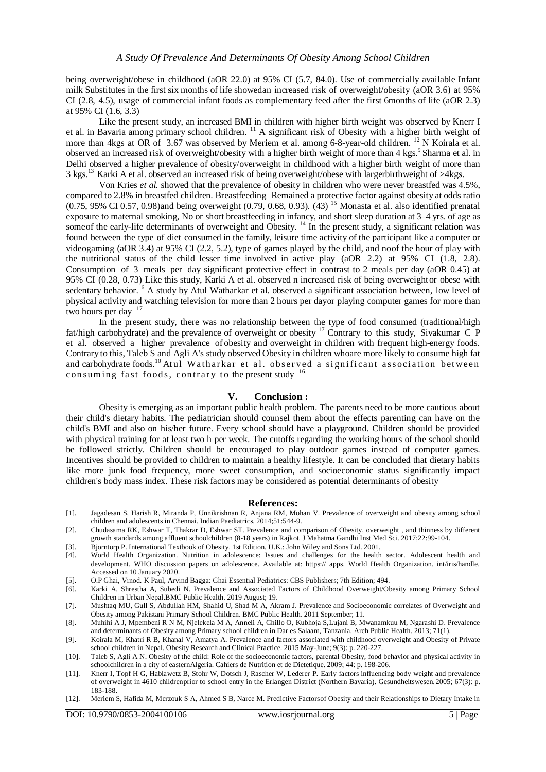being overweight/obese in childhood (aOR 22.0) at 95% CI (5.7, 84.0). Use of commercially available Infant milk Substitutes in the first six months of life showedan increased risk of overweight/obesity (aOR 3.6) at 95% CI (2.8, 4.5), usage of commercial infant foods as complementary feed after the first 6months of life (aOR 2.3) at 95% CI (1.6, 3.3)

Like the present study, an increased BMI in children with higher birth weight was observed by Knerr I et al. in Bavaria among primary school children. [11] A significant risk of Obesity with a higher birth weight of more than 4kgs at OR of 3.67 was observed by Meriem et al. among 6-8-year-old children. [12] N Koirala et al. observed an increased risk of overweight/obesity with a higher birth weight of more than 4 kgs.[9] Sharma et al. in Delhi observed a higher prevalence of obesity/overweight in childhood with a higher birth weight of more than 3 kgs.[13] Karki A et al. observed an increased risk of being overweight/obese with largerbirthweight of >4kgs.

Von Kries *et al.* showed that the prevalence of obesity in children who were never breastfed was 4.5%, compared to 2.8% in breastfed children. Breastfeeding Remained a protective factor against obesity at odds ratio (0.75, 95% CI 0.57, 0.98)and being overweight (0.79, 0.68, 0.93). (43) [15] Monasta et al. also identified prenatal exposure to maternal smoking, No or short breastfeeding in infancy, and short sleep duration at 3–4 yrs. of age as someof the early-life determinants of overweight and Obesity. [14] In the present study, a significant relation was found between the type of diet consumed in the family, leisure time activity of the participant like a computer or videogaming (aOR 3.4) at 95% CI (2.2, 5.2), type of games played by the child, and noof the hour of play with the nutritional status of the child lesser time involved in active play (aOR 2.2) at 95% CI (1.8, 2.8). Consumption of 3 meals per day significant protective effect in contrast to 2 meals per day (aOR 0.45) at 95% CI (0.28, 0.73) Like this study, Karki A et al. observed n increased risk of being overweightor obese with sedentary behavior. [6] A study by Atul Watharkar et al. observed a significant association between, low level of physical activity and watching television for more than 2 hours per dayor playing computer games for more than two hours per day [17]

In the present study, there was no relationship between the type of food consumed (traditional/high fat/high carbohydrate) and the prevalence of overweight or obesity [17] Contrary to this study, Sivakumar C P et al. observed a higher prevalence of obesity and overweight in children with frequent high-energy foods. Contrary to this, Taleb S and Agli A's study observed Obesity in children whoare more likely to consume high fat and carbohydrate foods.[10] Atul Watharkar et al. observed a significant association between consuming fast foods, contrary to the present study [16].

## V. Conclusion :

Obesity is emerging as an important public health problem. The parents need to be more cautious about their child's dietary habits. The pediatrician should counsel them about the effects parenting can have on the child's BMI and also on his/her future. Every school should have a playground. Children should be provided with physical training for at least two h per week. The cutoffs regarding the working hours of the school should be followed strictly. Children should be encouraged to play outdoor games instead of computer games. Incentives should be provided to children to maintain a healthy lifestyle. It can be concluded that dietary habits like more junk food frequency, more sweet consumption, and socioeconomic status significantly impact children's body mass index. These risk factors may be considered as potential determinants of obesity

## References:

[1]. Jagadesan S, Harish R, Miranda P, Unnikrishnan R, Anjana RM, Mohan V. Prevalence of overweight and obesity among school children and adolescents in Chennai. Indian Paediatrics. 2014;51:544-9.

[2]. Chudasama RK, Eshwar T, Thakrar D, Eshwar ST. Prevalence and comparison of Obesity, overweight , and thinness by different growth standards among affluent schoolchildren (8-18 years) in Rajkot. J Mahatma Gandhi Inst Med Sci. 2017;22:99-104.

[3]. Bjorntorp P. International Textbook of Obesity. 1st Edition. U.K.: John Wiley and Sons Ltd. 2001.

[4]. World Health Organization. Nutrition in adolescence: Issues and challenges for the health sector. Adolescent health and development. WHO discussion papers on adolescence. Available at: https:// apps. World Health Organization. int/iris/handle. Accessed on 10 January 2020.

[5]. O.P Ghai, Vinod. K Paul, Arvind Bagga: Ghai Essential Pediatrics: CBS Publishers; 7th Edition; 494.

[6]. Karki A, Shrestha A, Subedi N. Prevalence and Associated Factors of Childhood Overweight/Obesity among Primary School Children in Urban Nepal.BMC Public Health. 2019 August; 19.

[7]. Mushtaq MU, Gull S, Abdullah HM, Shahid U, Shad M A, Akram J. Prevalence and Socioeconomic correlates of Overweight and Obesity among Pakistani Primary School Children. BMC Public Health. 2011 September; 11.

[8]. Muhihi A J, Mpembeni R N M, Njelekela M A, Anneli A, Chillo O, Kubhoja S,Lujani B, Mwanamkuu M, Ngarashi D. Prevalence and determinants of Obesity among Primary school children in Dar es Salaam, Tanzania. Arch Public Health. 2013; 71(1).

[9]. Koirala M, Khatri R B, Khanal V, Amatya A. Prevalence and factors associated with childhood overweight and Obesity of Private school children in Nepal. Obesity Research and Clinical Practice. 2015 May-June; 9(3): p. 220-227.

[10]. Taleb S, Agli A N. Obesity of the child: Role of the socioeconomic factors, parental Obesity, food behavior and physical activity in schoolchildren in a city of easternAlgeria. Cahiers de Nutrition et de Dietetique. 2009; 44: p. 198-206.

[11]. Knerr I, Topf H G, Hablawetz B, Stohr W, Dotsch J, Rascher W, Lederer P. Early factors influencing body weight and prevalence of overweight in 4610 childrenprior to school entry in the Erlangen District (Northern Bavaria). Gesundheitswesen. 2005; 67(3): p. 183-188.

[12]. Meriem S, Hafida M, Merzouk S A, Ahmed S B, Narce M. Predictive Factorsof Obesity and their Relationships to Dietary Intake in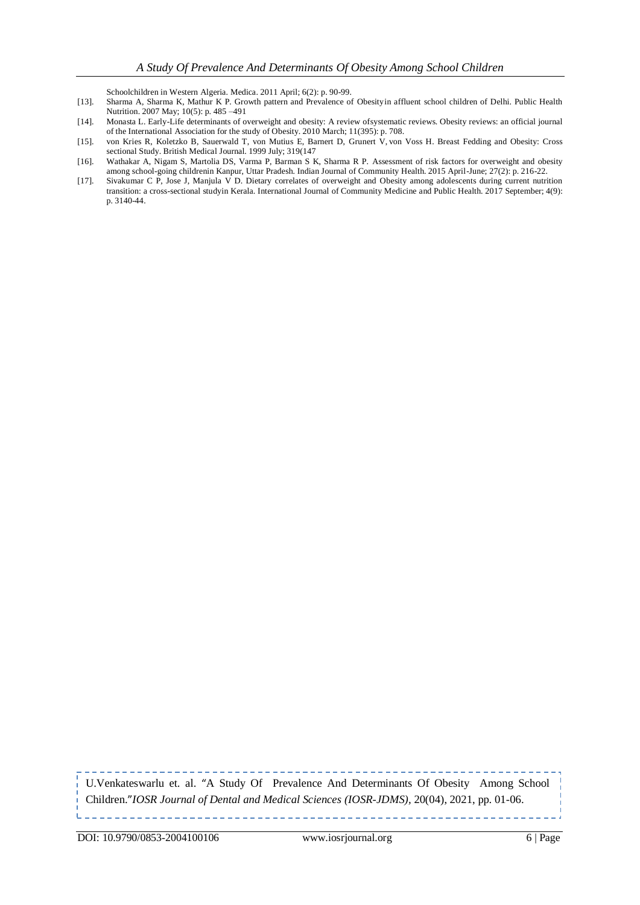Schoolchildren in Western Algeria. Medica. 2011 April; 6(2): p. 90-99.

[13]. Sharma A, Sharma K, Mathur K P. Growth pattern and Prevalence of Obesityin affluent school children of Delhi. Public Health Nutrition. 2007 May; 10(5): p. 485 –491

[14]. Monasta L. Early-Life determinants of overweight and obesity: A review ofsystematic reviews. Obesity reviews: an official journal of the International Association for the study of Obesity. 2010 March; 11(395): p. 708.

[15]. von Kries R, Koletzko B, Sauerwald T, von Mutius E, Barnert D, Grunert V, von Voss H. Breast Fedding and Obesity: Cross sectional Study. British Medical Journal. 1999 July; 319(147

[16]. Wathakar A, Nigam S, Martolia DS, Varma P, Barman S K, Sharma R P. Assessment of risk factors for overweight and obesity among school-going childrenin Kanpur, Uttar Pradesh. Indian Journal of Community Health. 2015 April-June; 27(2): p. 216-22.

[17]. Sivakumar C P, Jose J, Manjula V D. Dietary correlates of overweight and Obesity among adolescents during current nutrition transition: a cross-sectional studyin Kerala. International Journal of Community Medicine and Public Health. 2017 September; 4(9): p. 3140-44.

U.Venkateswarlu et. al. "A Study Of Prevalence And Determinants Of Obesity Among School Children."*IOSR Journal of Dental and Medical Sciences (IOSR-JDMS)*, 20(04), 2021, pp. 01-06.